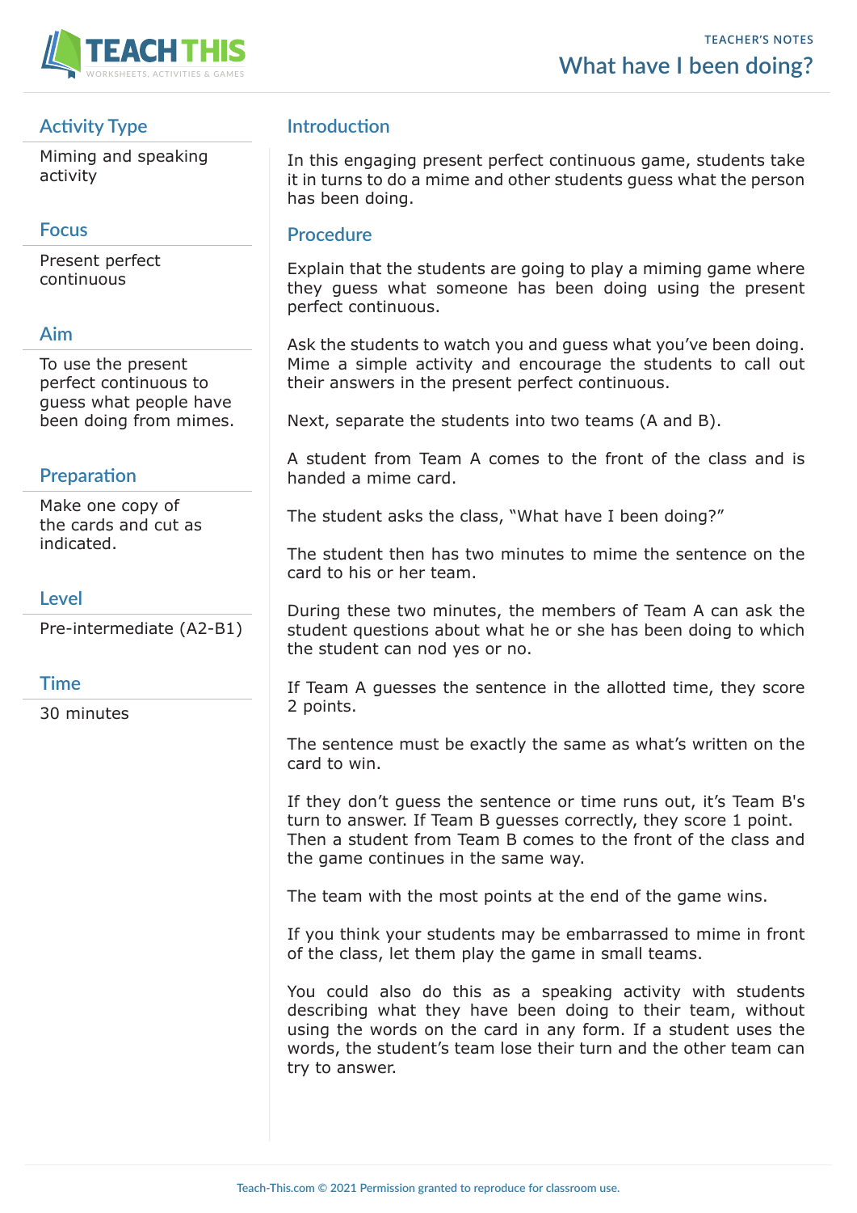TEACHER'S NOTES

# What have I been doing?

## Activity Type

Miming and speaking activity

## Focus

Present perfect continuous

## Aim

To use the present perfect continuous to guess what people have been doing from mimes.

## Preparation

Make one copy of the cards and cut as indicated.

## Level

Pre-intermediate (A2-B1)

## Time

30 minutes

## Introduction

In this engaging present perfect continuous game, students take it in turns to do a mime and other students guess what the person has been doing.

## Procedure

Explain that the students are going to play a miming game where they guess what someone has been doing using the present perfect continuous.

Ask the students to watch you and guess what you've been doing. Mime a simple activity and encourage the students to call out their answers in the present perfect continuous.

Next, separate the students into two teams (A and B).

A student from Team A comes to the front of the class and is handed a mime card.

The student asks the class, "What have I been doing?"

The student then has two minutes to mime the sentence on the card to his or her team.

During these two minutes, the members of Team A can ask the student questions about what he or she has been doing to which the student can nod yes or no.

If Team A guesses the sentence in the allotted time, they score 2 points.

The sentence must be exactly the same as what's written on the card to win.

If they don't guess the sentence or time runs out, it's Team B's turn to answer. If Team B guesses correctly, they score 1 point. Then a student from Team B comes to the front of the class and the game continues in the same way.

The team with the most points at the end of the game wins.

If you think your students may be embarrassed to mime in front of the class, let them play the game in small teams.

You could also do this as a speaking activity with students describing what they have been doing to their team, without using the words on the card in any form. If a student uses the words, the student's team lose their turn and the other team can try to answer.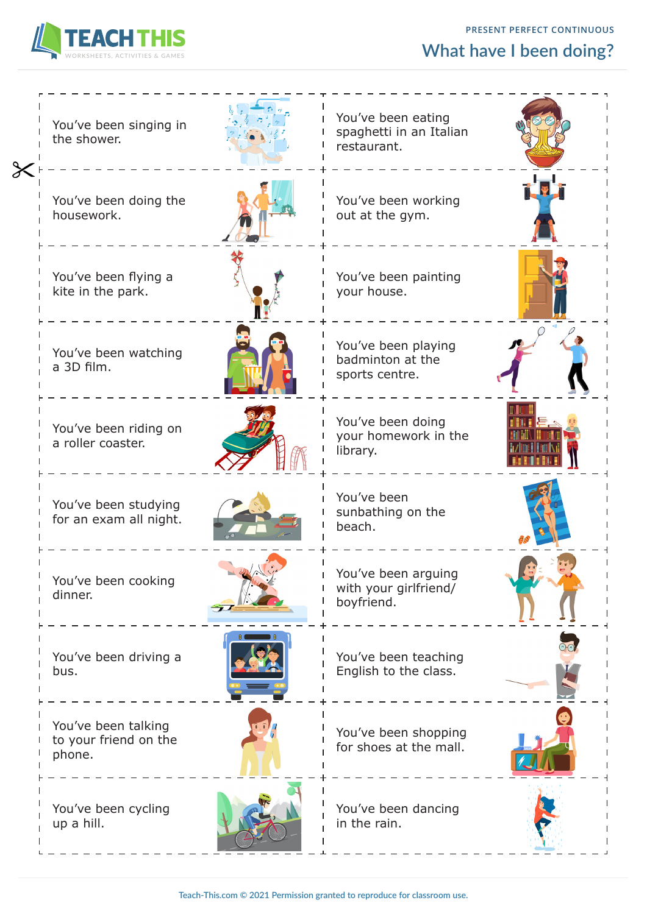PRESENT PERFECT CONTINUOUS

# What have I been doing?

| | |
|---|---|
| You've been singing in the shower. | You've been eating spaghetti in an Italian restaurant. |
| You've been doing the housework. | You've been working out at the gym. |
| You've been flying a kite in the park. | You've been painting your house. |
| You've been watching a 3D film. | You've been playing badminton at the sports centre. |
| You've been riding on a roller coaster. | You've been doing your homework in the library. |
| You've been studying for an exam all night. | You've been sunbathing on the beach. |
| You've been cooking dinner. | You've been arguing with your girlfriend/ boyfriend. |
| You've been driving a bus. | You've been teaching English to the class. |
| You've been talking to your friend on the phone. | You've been shopping for shoes at the mall. |
| You've been cycling up a hill. | You've been dancing in the rain. |

Teach-This.com © 2021 Permission granted to reproduce for classroom use.